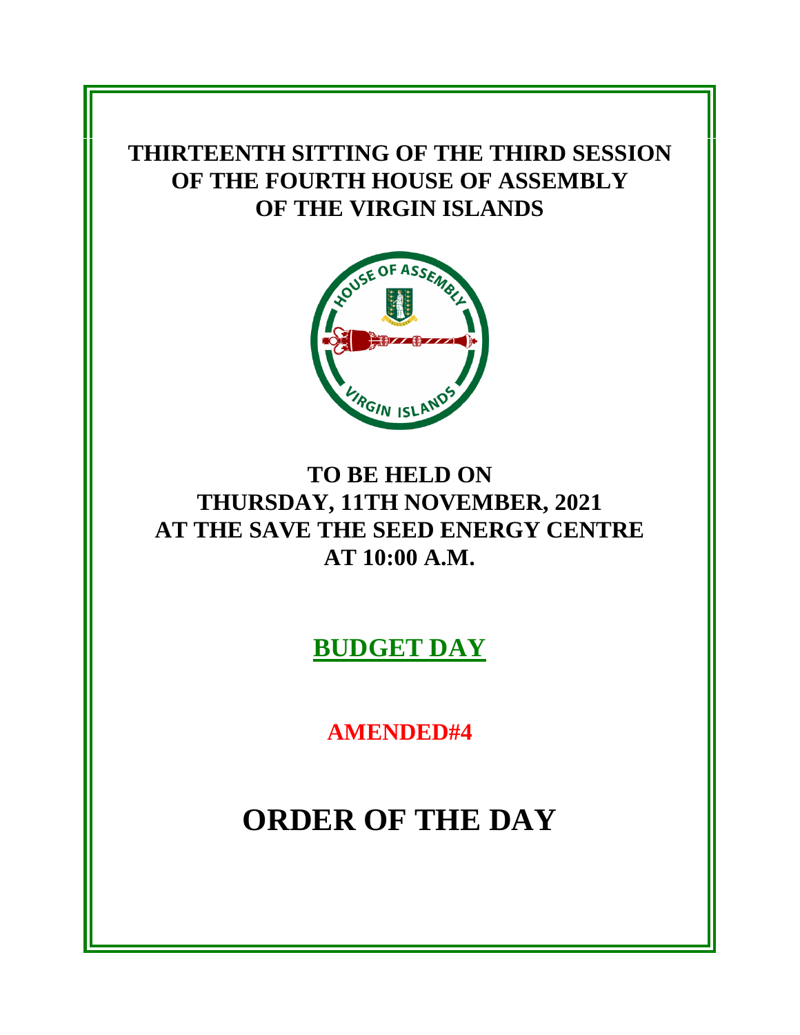# THIRTEENTH SITTING OF THE THIRD SESSION OF THE FOURTH HOUSE OF ASSEMBLY OF THE VIRGIN ISLANDS

## TO BE HELD ON THURSDAY, 11TH NOVEMBER, 2021 AT THE SAVE THE SEED ENERGY CENTRE AT 10:00 A.M.

## BUDGET DAY

**AMENDED#4**

# ORDER OF THE DAY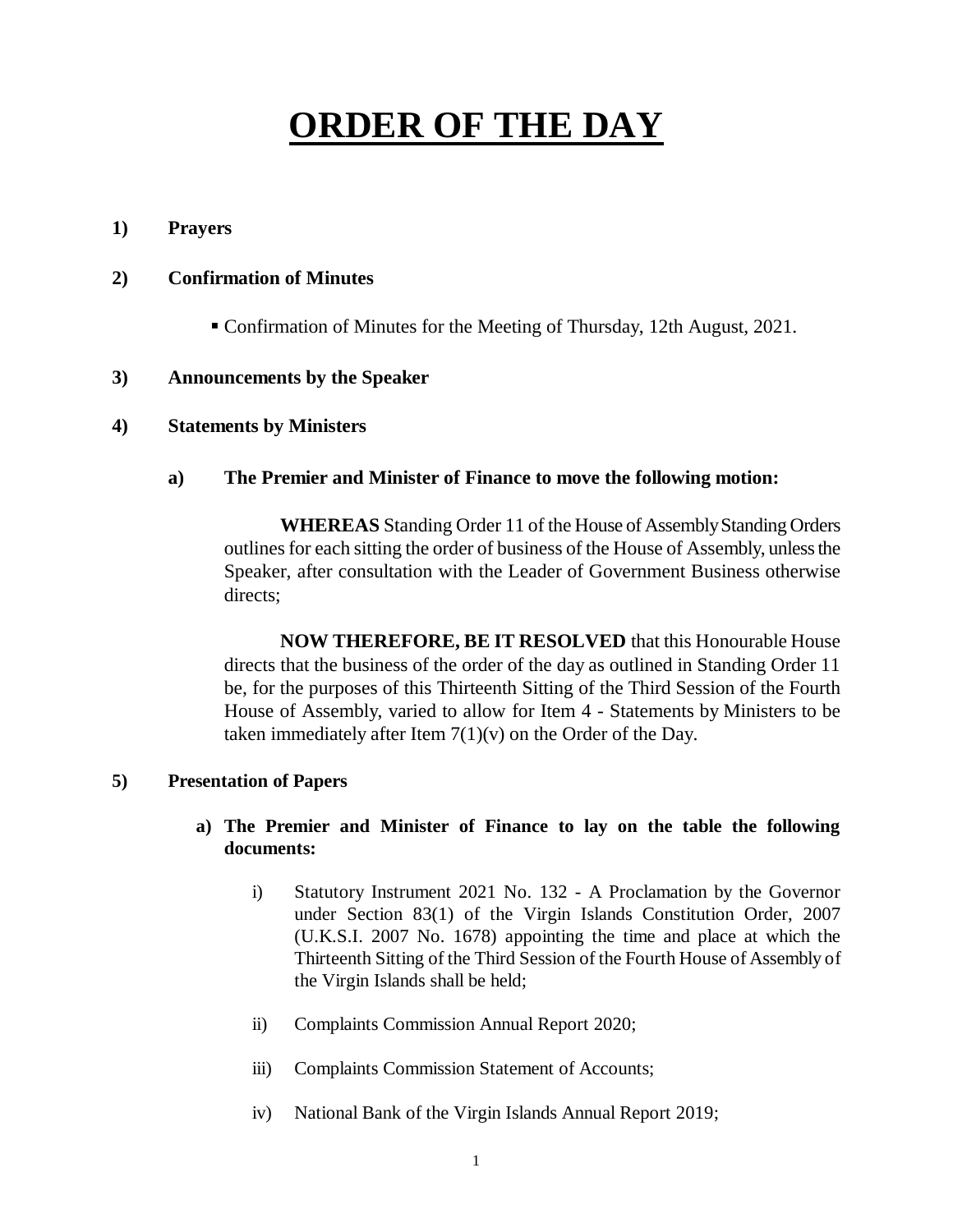# ORDER OF THE DAY

**1) Prayers**

**2) Confirmation of Minutes**

- Confirmation of Minutes for the Meeting of Thursday, 12th August, 2021.

**3) Announcements by the Speaker**

**4) Statements by Ministers**

**a) The Premier and Minister of Finance to move the following motion:**

**WHEREAS** Standing Order 11 of the House of Assembly Standing Orders outlines for each sitting the order of business of the House of Assembly, unless the Speaker, after consultation with the Leader of Government Business otherwise directs;

**NOW THEREFORE, BE IT RESOLVED** that this Honourable House directs that the business of the order of the day as outlined in Standing Order 11 be, for the purposes of this Thirteenth Sitting of the Third Session of the Fourth House of Assembly, varied to allow for Item 4 - Statements by Ministers to be taken immediately after Item 7(1)(v) on the Order of the Day.

**5) Presentation of Papers**

**a) The Premier and Minister of Finance to lay on the table the following documents:**

i) Statutory Instrument 2021 No. 132 - A Proclamation by the Governor under Section 83(1) of the Virgin Islands Constitution Order, 2007 (U.K.S.I. 2007 No. 1678) appointing the time and place at which the Thirteenth Sitting of the Third Session of the Fourth House of Assembly of the Virgin Islands shall be held;

ii) Complaints Commission Annual Report 2020;

iii) Complaints Commission Statement of Accounts;

iv) National Bank of the Virgin Islands Annual Report 2019;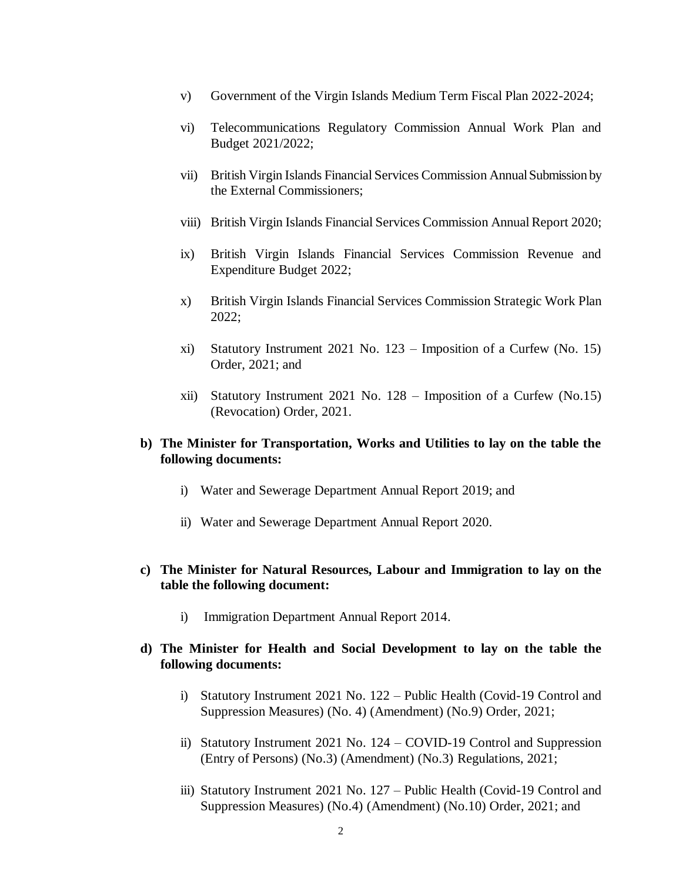v) Government of the Virgin Islands Medium Term Fiscal Plan 2022-2024;

vi) Telecommunications Regulatory Commission Annual Work Plan and Budget 2021/2022;

vii) British Virgin Islands Financial Services Commission Annual Submission by the External Commissioners;

viii) British Virgin Islands Financial Services Commission Annual Report 2020;

ix) British Virgin Islands Financial Services Commission Revenue and Expenditure Budget 2022;

x) British Virgin Islands Financial Services Commission Strategic Work Plan 2022;

xi) Statutory Instrument 2021 No. 123 – Imposition of a Curfew (No. 15) Order, 2021; and

xii) Statutory Instrument 2021 No. 128 – Imposition of a Curfew (No.15) (Revocation) Order, 2021.

**b) The Minister for Transportation, Works and Utilities to lay on the table the following documents:**

i) Water and Sewerage Department Annual Report 2019; and

ii) Water and Sewerage Department Annual Report 2020.

**c) The Minister for Natural Resources, Labour and Immigration to lay on the table the following document:**

i) Immigration Department Annual Report 2014.

**d) The Minister for Health and Social Development to lay on the table the following documents:**

i) Statutory Instrument 2021 No. 122 – Public Health (Covid-19 Control and Suppression Measures) (No. 4) (Amendment) (No.9) Order, 2021;

ii) Statutory Instrument 2021 No. 124 – COVID-19 Control and Suppression (Entry of Persons) (No.3) (Amendment) (No.3) Regulations, 2021;

iii) Statutory Instrument 2021 No. 127 – Public Health (Covid-19 Control and Suppression Measures) (No.4) (Amendment) (No.10) Order, 2021; and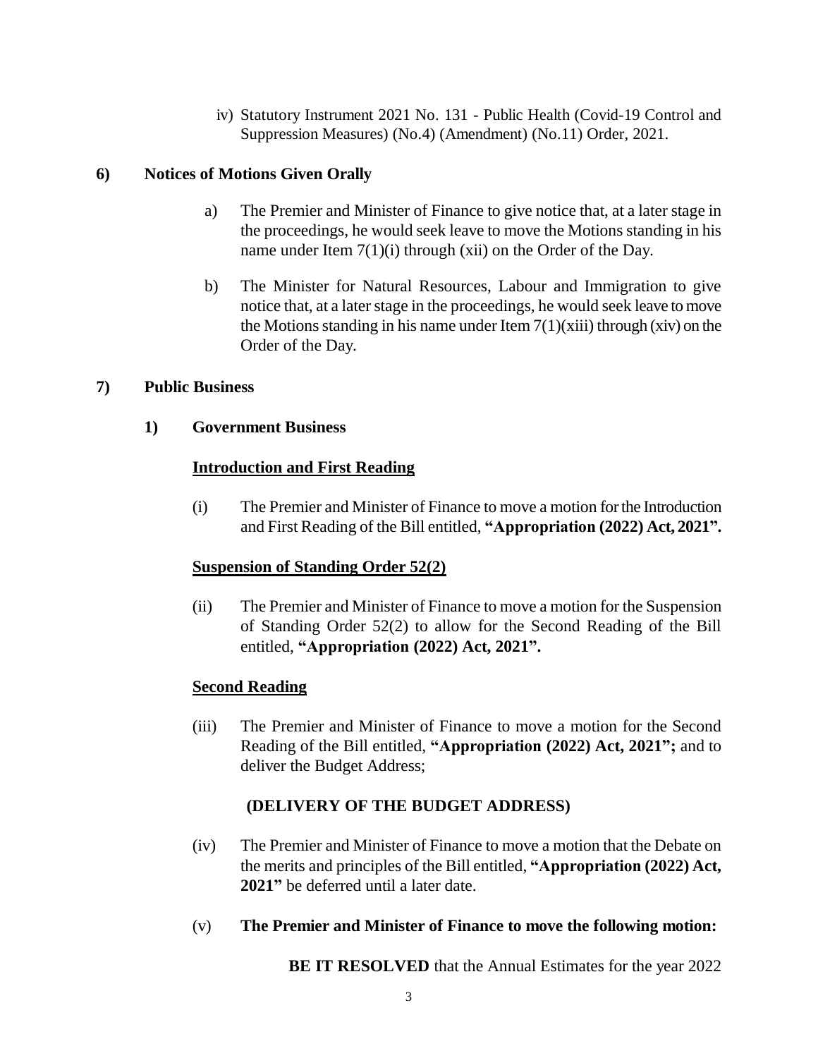iv) Statutory Instrument 2021 No. 131 - Public Health (Covid-19 Control and Suppression Measures) (No.4) (Amendment) (No.11) Order, 2021.

**6) Notices of Motions Given Orally**

a) The Premier and Minister of Finance to give notice that, at a later stage in the proceedings, he would seek leave to move the Motions standing in his name under Item 7(1)(i) through (xii) on the Order of the Day.

b) The Minister for Natural Resources, Labour and Immigration to give notice that, at a later stage in the proceedings, he would seek leave to move the Motions standing in his name under Item 7(1)(xiii) through (xiv) on the Order of the Day.

**7) Public Business**

**1) Government Business**

**<u>Introduction and First Reading</u>**

(i) The Premier and Minister of Finance to move a motion for the Introduction and First Reading of the Bill entitled, **"Appropriation (2022) Act, 2021".**

**<u>Suspension of Standing Order 52(2)</u>**

(ii) The Premier and Minister of Finance to move a motion for the Suspension of Standing Order 52(2) to allow for the Second Reading of the Bill entitled, **"Appropriation (2022) Act, 2021".**

**<u>Second Reading</u>**

(iii) The Premier and Minister of Finance to move a motion for the Second Reading of the Bill entitled, **"Appropriation (2022) Act, 2021";** and to deliver the Budget Address;

**(DELIVERY OF THE BUDGET ADDRESS)**

(iv) The Premier and Minister of Finance to move a motion that the Debate on the merits and principles of the Bill entitled, **"Appropriation (2022) Act, 2021"** be deferred until a later date.

(v) **The Premier and Minister of Finance to move the following motion:**

**BE IT RESOLVED** that the Annual Estimates for the year 2022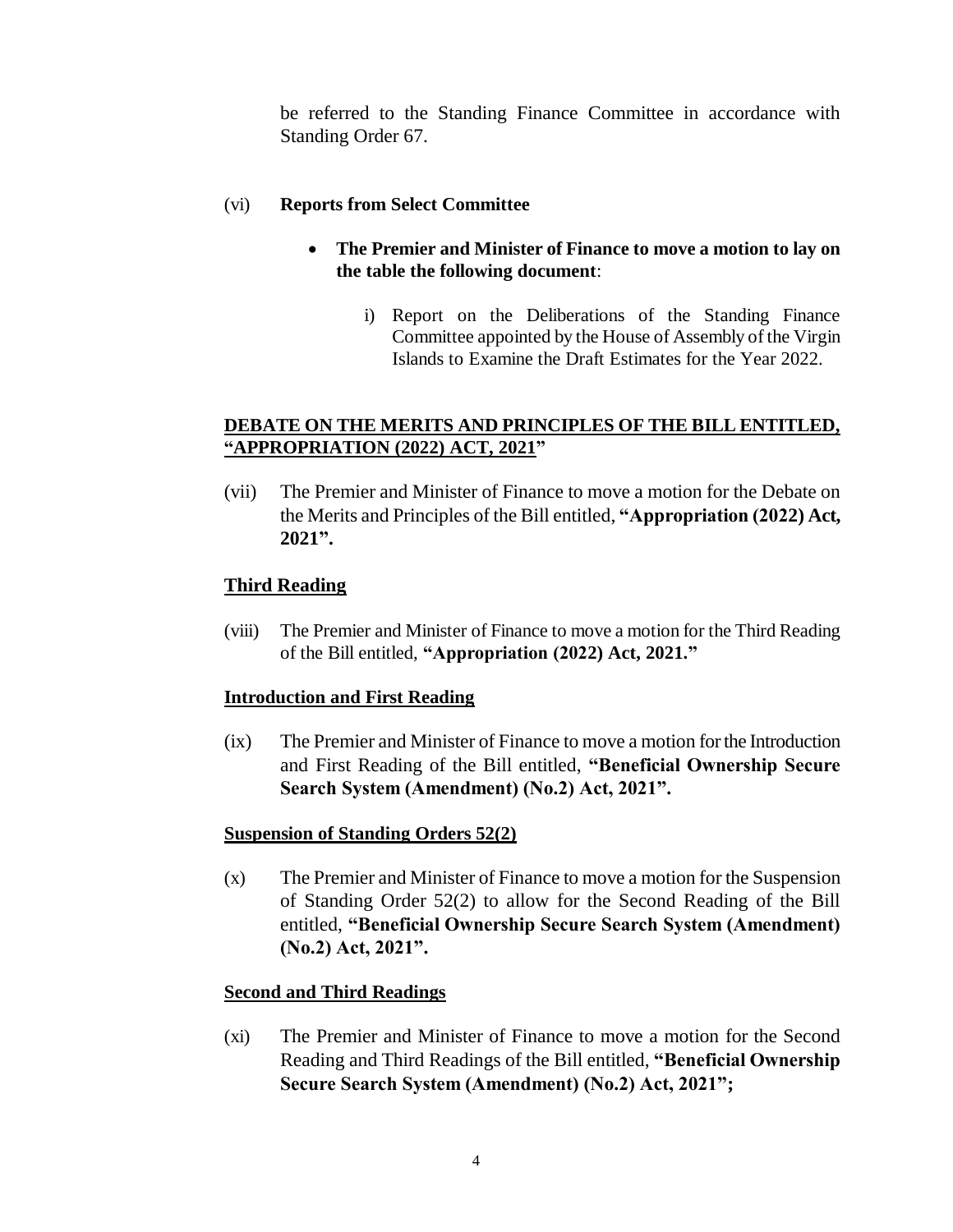be referred to the Standing Finance Committee in accordance with Standing Order 67.

(vi) **Reports from Select Committee**

- **The Premier and Minister of Finance to move a motion to lay on the table the following document**:

    i) Report on the Deliberations of the Standing Finance Committee appointed by the House of Assembly of the Virgin Islands to Examine the Draft Estimates for the Year 2022.

**<u>DEBATE ON THE MERITS AND PRINCIPLES OF THE BILL ENTITLED, "APPROPRIATION (2022) ACT, 2021"</u>**

(vii) The Premier and Minister of Finance to move a motion for the Debate on the Merits and Principles of the Bill entitled, **"Appropriation (2022) Act, 2021".**

## <u>Third Reading</u>

(viii) The Premier and Minister of Finance to move a motion for the Third Reading of the Bill entitled, **"Appropriation (2022) Act, 2021."**

### <u>Introduction and First Reading</u>

(ix) The Premier and Minister of Finance to move a motion for the Introduction and First Reading of the Bill entitled, **"Beneficial Ownership Secure Search System (Amendment) (No.2) Act, 2021".**

### <u>Suspension of Standing Orders 52(2)</u>

(x) The Premier and Minister of Finance to move a motion for the Suspension of Standing Order 52(2) to allow for the Second Reading of the Bill entitled, **"Beneficial Ownership Secure Search System (Amendment) (No.2) Act, 2021".**

### <u>Second and Third Readings</u>

(xi) The Premier and Minister of Finance to move a motion for the Second Reading and Third Readings of the Bill entitled, **"Beneficial Ownership Secure Search System (Amendment) (No.2) Act, 2021";**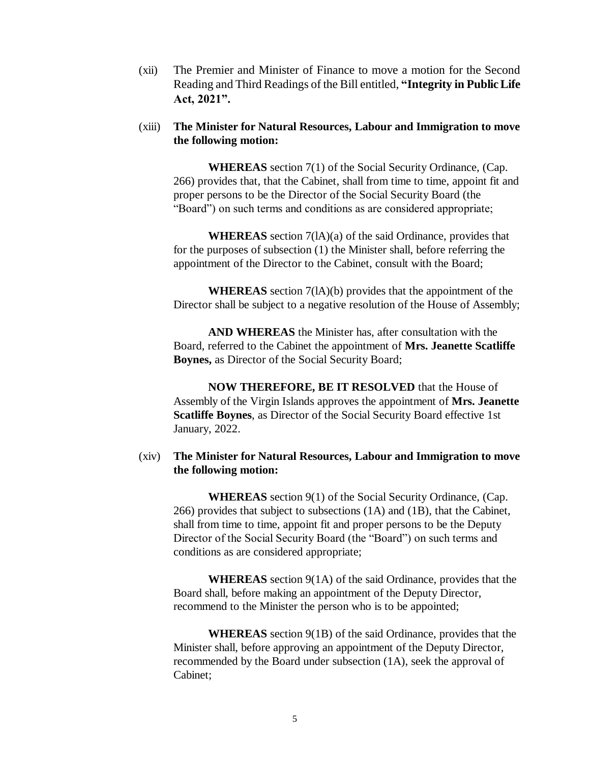(xii) The Premier and Minister of Finance to move a motion for the Second Reading and Third Readings of the Bill entitled, **"Integrity in Public Life Act, 2021".**

(xiii) **The Minister for Natural Resources, Labour and Immigration to move the following motion:**

**WHEREAS** section 7(1) of the Social Security Ordinance, (Cap. 266) provides that, that the Cabinet, shall from time to time, appoint fit and proper persons to be the Director of the Social Security Board (the "Board") on such terms and conditions as are considered appropriate;

**WHEREAS** section 7(lA)(a) of the said Ordinance, provides that for the purposes of subsection (1) the Minister shall, before referring the appointment of the Director to the Cabinet, consult with the Board;

**WHEREAS** section 7(lA)(b) provides that the appointment of the Director shall be subject to a negative resolution of the House of Assembly;

**AND WHEREAS** the Minister has, after consultation with the Board, referred to the Cabinet the appointment of **Mrs. Jeanette Scatliffe Boynes,** as Director of the Social Security Board;

**NOW THEREFORE, BE IT RESOLVED** that the House of Assembly of the Virgin Islands approves the appointment of **Mrs. Jeanette Scatliffe Boynes**, as Director of the Social Security Board effective 1st January, 2022.

(xiv) **The Minister for Natural Resources, Labour and Immigration to move the following motion:**

**WHEREAS** section 9(1) of the Social Security Ordinance, (Cap. 266) provides that subject to subsections (1A) and (1B), that the Cabinet, shall from time to time, appoint fit and proper persons to be the Deputy Director of the Social Security Board (the "Board") on such terms and conditions as are considered appropriate;

**WHEREAS** section 9(1A) of the said Ordinance, provides that the Board shall, before making an appointment of the Deputy Director, recommend to the Minister the person who is to be appointed;

**WHEREAS** section 9(1B) of the said Ordinance, provides that the Minister shall, before approving an appointment of the Deputy Director, recommended by the Board under subsection (1A), seek the approval of Cabinet;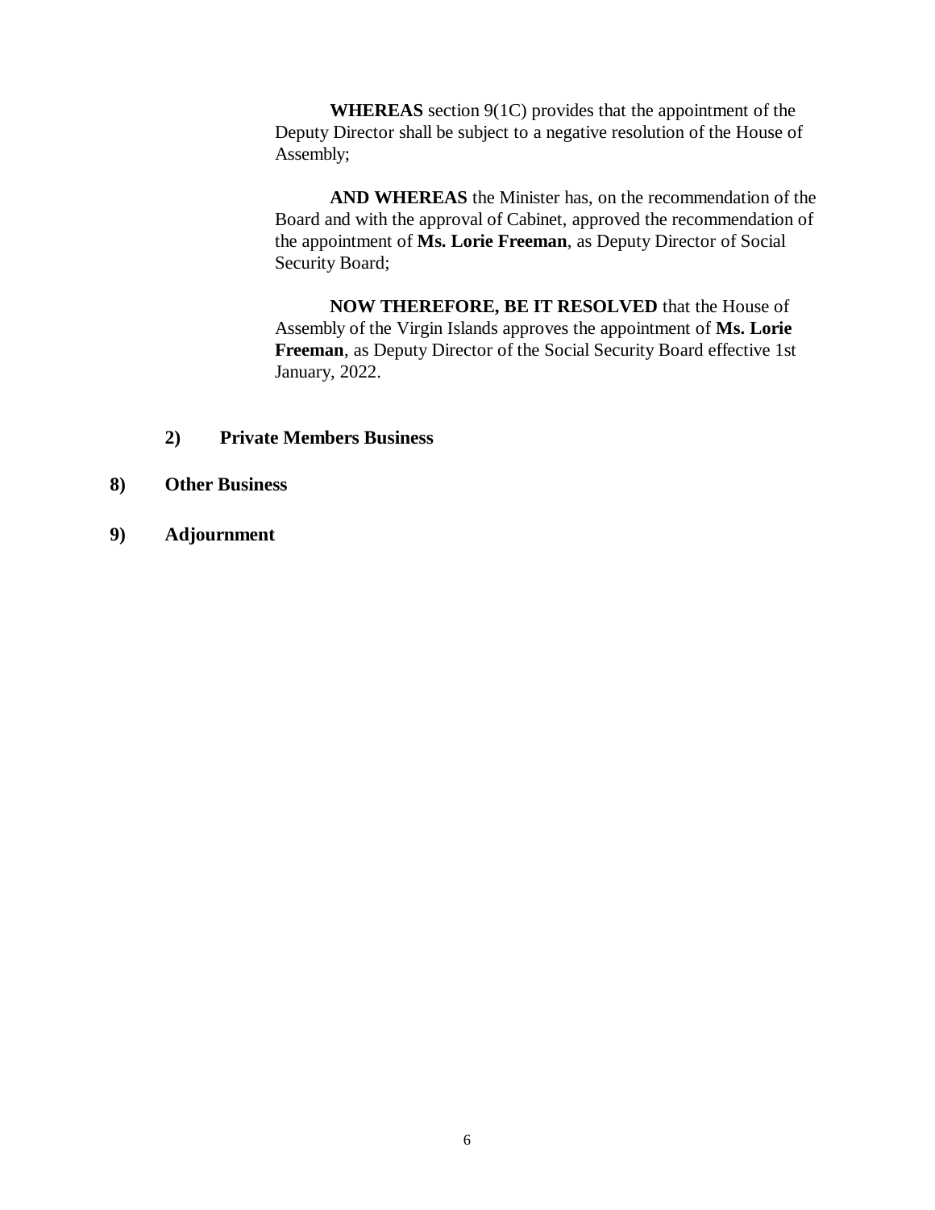**WHEREAS** section 9(1C) provides that the appointment of the Deputy Director shall be subject to a negative resolution of the House of Assembly;

**AND WHEREAS** the Minister has, on the recommendation of the Board and with the approval of Cabinet, approved the recommendation of the appointment of **Ms. Lorie Freeman**, as Deputy Director of Social Security Board;

**NOW THEREFORE, BE IT RESOLVED** that the House of Assembly of the Virgin Islands approves the appointment of **Ms. Lorie Freeman**, as Deputy Director of the Social Security Board effective 1st January, 2022.

**2) Private Members Business**

**8) Other Business**

**9) Adjournment**